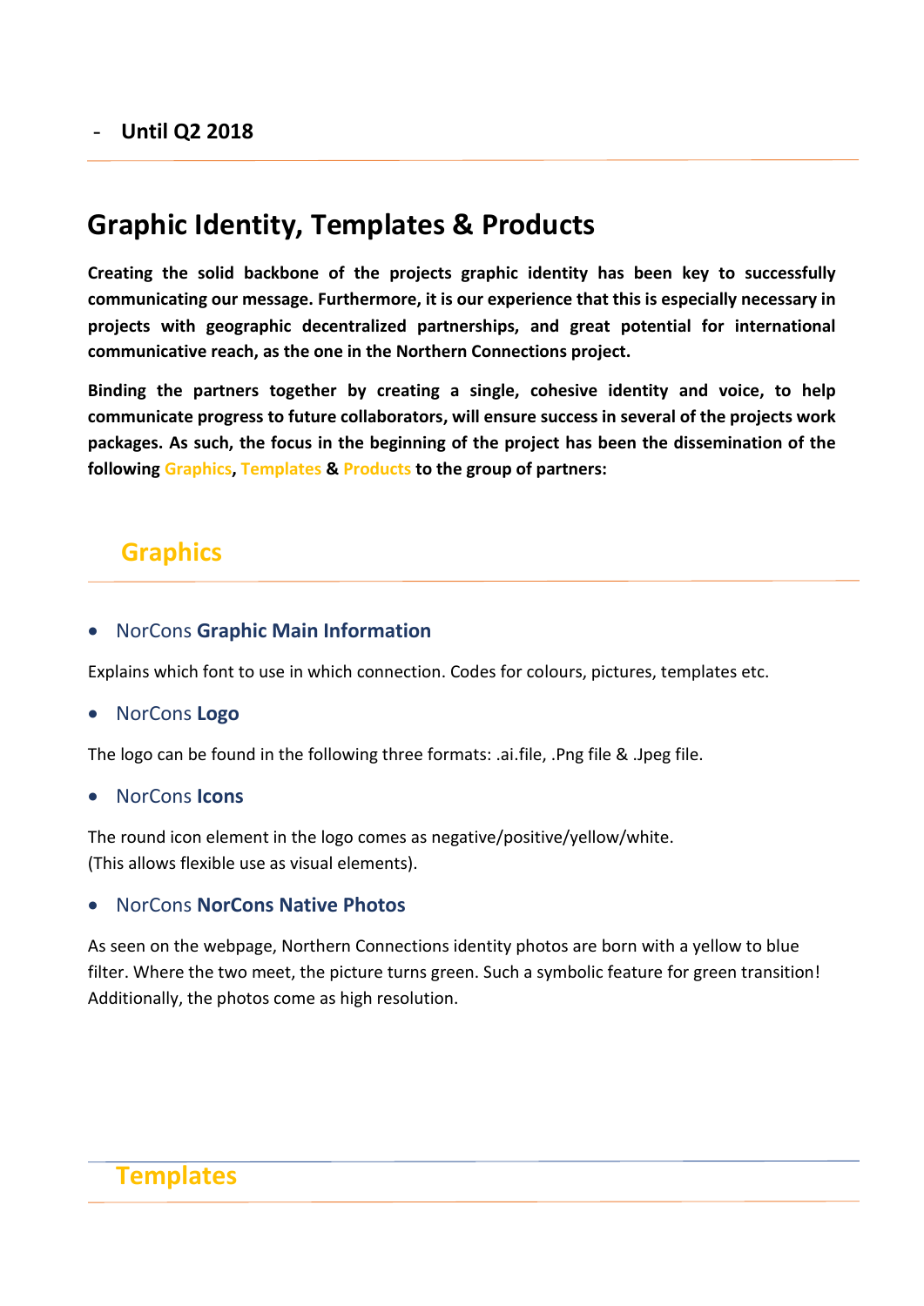- **Until Q2 2018**

## Graphic Identity, Templates & Products

**Creating the solid backbone of the projects graphic identity has been key to successfully communicating our message. Furthermore, it is our experience that this is especially necessary in projects with geographic decentralized partnerships, and great potential for international communicative reach, as the one in the Northern Connections project.**

**Binding the partners together by creating a single, cohesive identity and voice, to help communicate progress to future collaborators, will ensure success in several of the projects work packages. As such, the focus in the beginning of the project has been the dissemination of the following Graphics, Templates & Products to the group of partners:**

### Graphics

- NorCons **Graphic Main Information**

Explains which font to use in which connection. Codes for colours, pictures, templates etc.

- NorCons **Logo**

The logo can be found in the following three formats: .ai.file, .Png file & .Jpeg file.

- NorCons **Icons**

The round icon element in the logo comes as negative/positive/yellow/white.
(This allows flexible use as visual elements).

- NorCons **NorCons Native Photos**

As seen on the webpage, Northern Connections identity photos are born with a yellow to blue filter. Where the two meet, the picture turns green. Such a symbolic feature for green transition! Additionally, the photos come as high resolution.

### Templates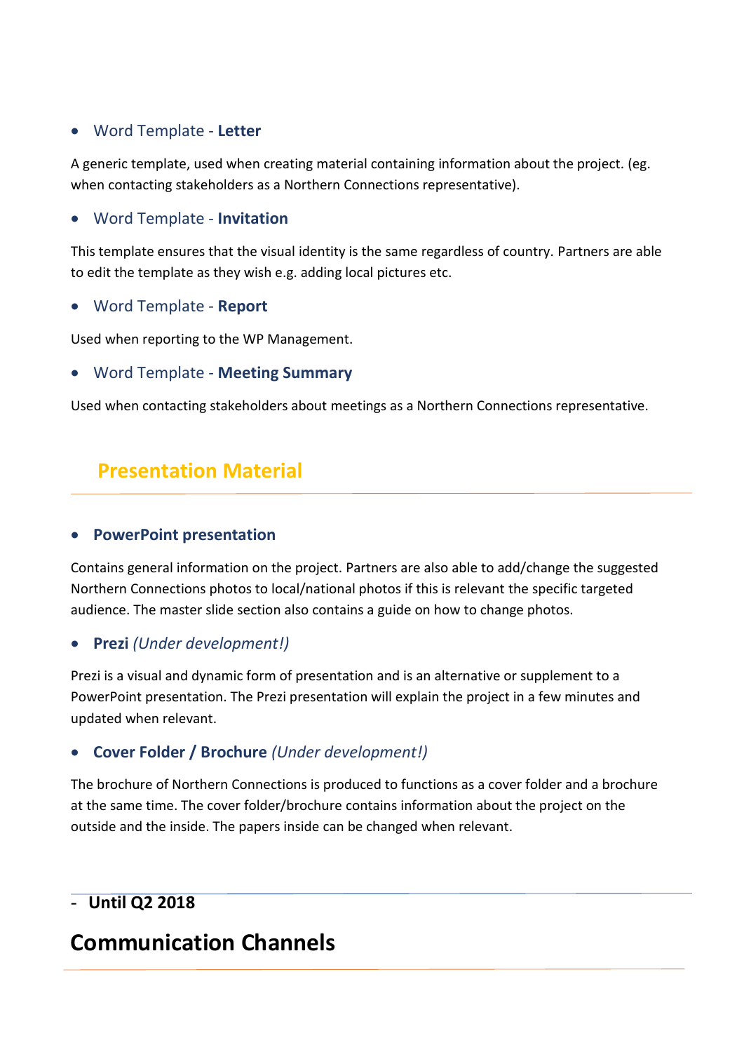- Word Template - **Letter**

A generic template, used when creating material containing information about the project. (eg. when contacting stakeholders as a Northern Connections representative).

- Word Template - **Invitation**

This template ensures that the visual identity is the same regardless of country. Partners are able to edit the template as they wish e.g. adding local pictures etc.

- Word Template - **Report**

Used when reporting to the WP Management.

- Word Template - **Meeting Summary**

Used when contacting stakeholders about meetings as a Northern Connections representative.

## Presentation Material

- **PowerPoint presentation**

Contains general information on the project. Partners are also able to add/change the suggested Northern Connections photos to local/national photos if this is relevant the specific targeted audience. The master slide section also contains a guide on how to change photos.

- **Prezi** *(Under development!)*

Prezi is a visual and dynamic form of presentation and is an alternative or supplement to a PowerPoint presentation. The Prezi presentation will explain the project in a few minutes and updated when relevant.

- **Cover Folder / Brochure** *(Under development!)*

The brochure of Northern Connections is produced to functions as a cover folder and a brochure at the same time. The cover folder/brochure contains information about the project on the outside and the inside. The papers inside can be changed when relevant.

**- Until Q2 2018**

# Communication Channels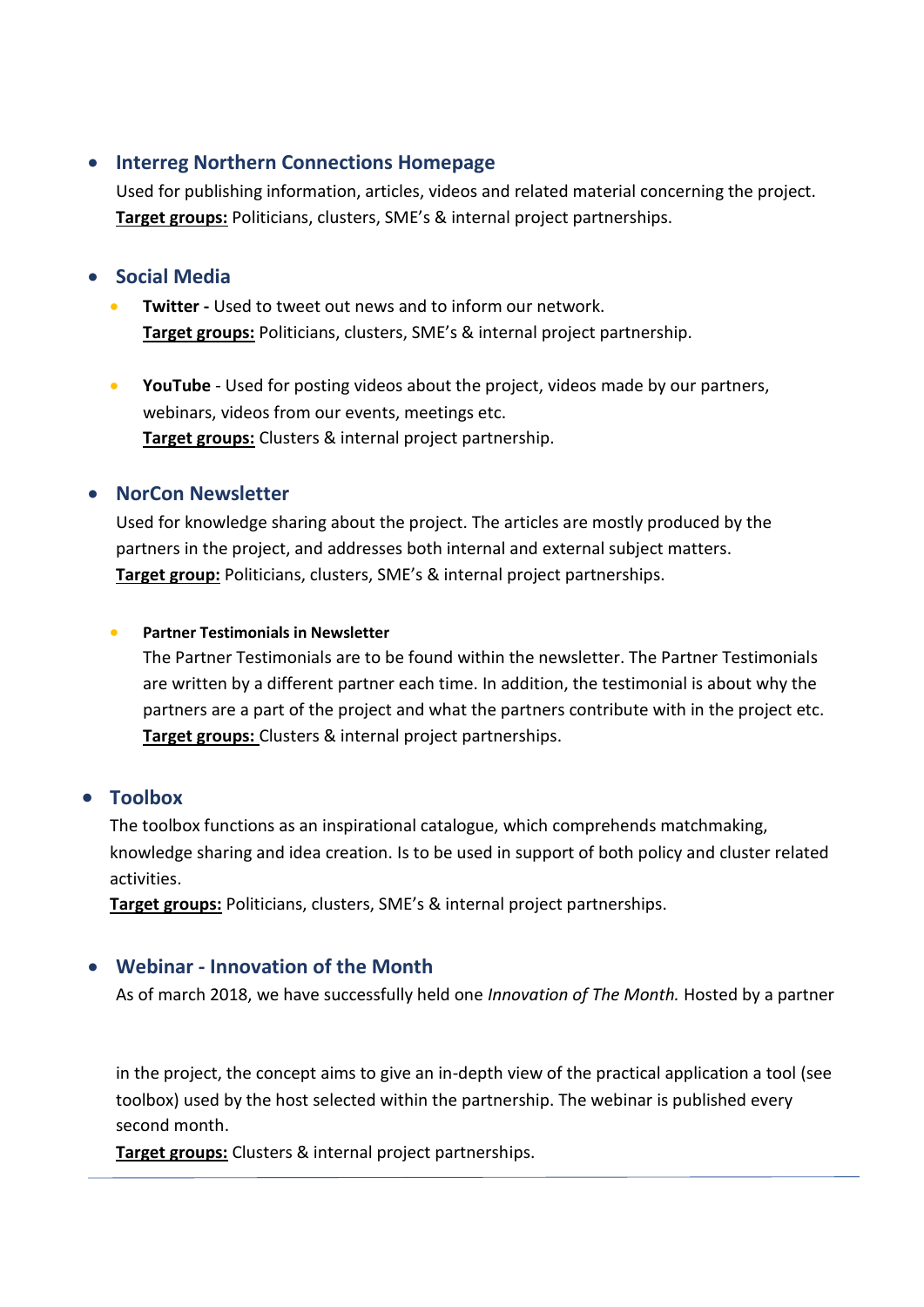- **Interreg Northern Connections Homepage**

  Used for publishing information, articles, videos and related material concerning the project.
  **Target groups:** Politicians, clusters, SME's & internal project partnerships.

- **Social Media**

  - **Twitter -** Used to tweet out news and to inform our network.
    **Target groups:** Politicians, clusters, SME's & internal project partnership.

  - **YouTube** - Used for posting videos about the project, videos made by our partners, webinars, videos from our events, meetings etc.
    **Target groups:** Clusters & internal project partnership.

- **NorCon Newsletter**

  Used for knowledge sharing about the project. The articles are mostly produced by the partners in the project, and addresses both internal and external subject matters.
  **Target group:** Politicians, clusters, SME's & internal project partnerships.

  - **Partner Testimonials in Newsletter**
    The Partner Testimonials are to be found within the newsletter. The Partner Testimonials are written by a different partner each time. In addition, the testimonial is about why the partners are a part of the project and what the partners contribute with in the project etc.
    **Target groups:** Clusters & internal project partnerships.

- **Toolbox**

  The toolbox functions as an inspirational catalogue, which comprehends matchmaking, knowledge sharing and idea creation. Is to be used in support of both policy and cluster related activities.
  **Target groups:** Politicians, clusters, SME's & internal project partnerships.

- **Webinar - Innovation of the Month**

  As of march 2018, we have successfully held one *Innovation of The Month.* Hosted by a partner in the project, the concept aims to give an in-depth view of the practical application a tool (see toolbox) used by the host selected within the partnership. The webinar is published every second month.
  **Target groups:** Clusters & internal project partnerships.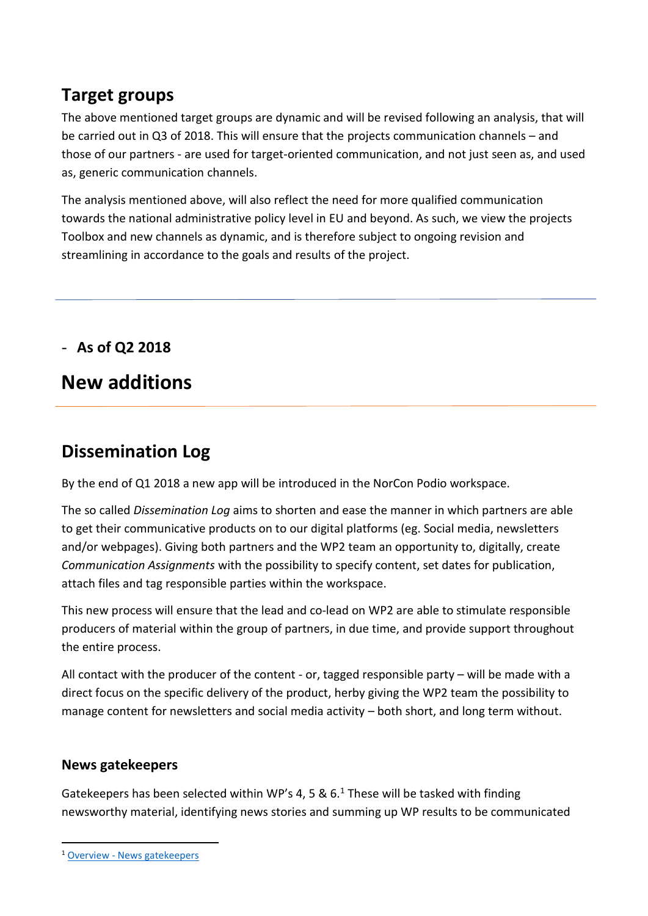## Target groups

The above mentioned target groups are dynamic and will be revised following an analysis, that will be carried out in Q3 of 2018. This will ensure that the projects communication channels – and those of our partners - are used for target-oriented communication, and not just seen as, and used as, generic communication channels.

The analysis mentioned above, will also reflect the need for more qualified communication towards the national administrative policy level in EU and beyond. As such, we view the projects Toolbox and new channels as dynamic, and is therefore subject to ongoing revision and streamlining in accordance to the goals and results of the project.

---

- **As of Q2 2018**

# New additions

---

## Dissemination Log

By the end of Q1 2018 a new app will be introduced in the NorCon Podio workspace.

The so called *Dissemination Log* aims to shorten and ease the manner in which partners are able to get their communicative products on to our digital platforms (eg. Social media, newsletters and/or webpages). Giving both partners and the WP2 team an opportunity to, digitally, create *Communication Assignments* with the possibility to specify content, set dates for publication, attach files and tag responsible parties within the workspace.

This new process will ensure that the lead and co-lead on WP2 are able to stimulate responsible producers of material within the group of partners, in due time, and provide support throughout the entire process.

All contact with the producer of the content - or, tagged responsible party – will be made with a direct focus on the specific delivery of the product, herby giving the WP2 team the possibility to manage content for newsletters and social media activity – both short, and long term without.

### News gatekeepers

Gatekeepers has been selected within WP's 4, 5 & 6.[1] These will be tasked with finding newsworthy material, identifying news stories and summing up WP results to be communicated

[1] Overview - News gatekeepers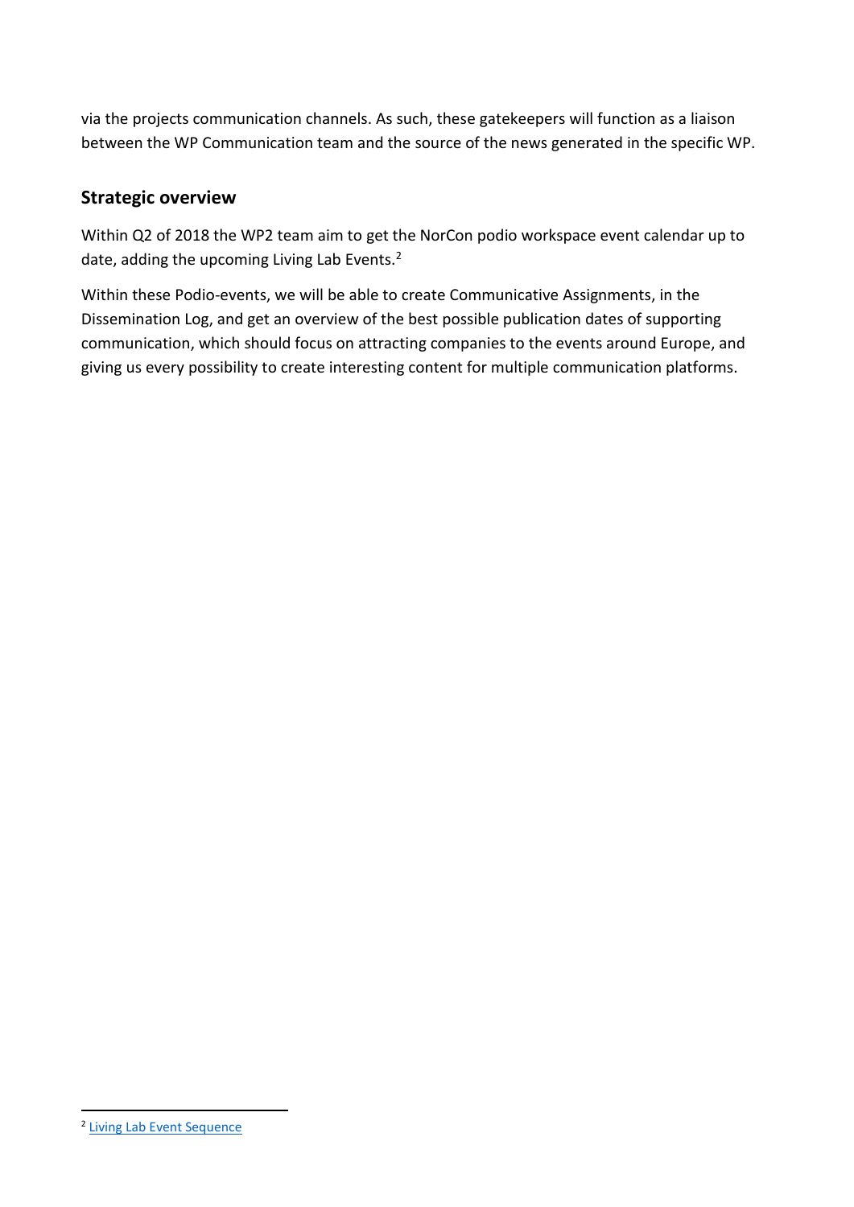via the projects communication channels. As such, these gatekeepers will function as a liaison between the WP Communication team and the source of the news generated in the specific WP.

## Strategic overview

Within Q2 of 2018 the WP2 team aim to get the NorCon podio workspace event calendar up to date, adding the upcoming Living Lab Events.[2]

Within these Podio-events, we will be able to create Communicative Assignments, in the Dissemination Log, and get an overview of the best possible publication dates of supporting communication, which should focus on attracting companies to the events around Europe, and giving us every possibility to create interesting content for multiple communication platforms.

---

[2] Living Lab Event Sequence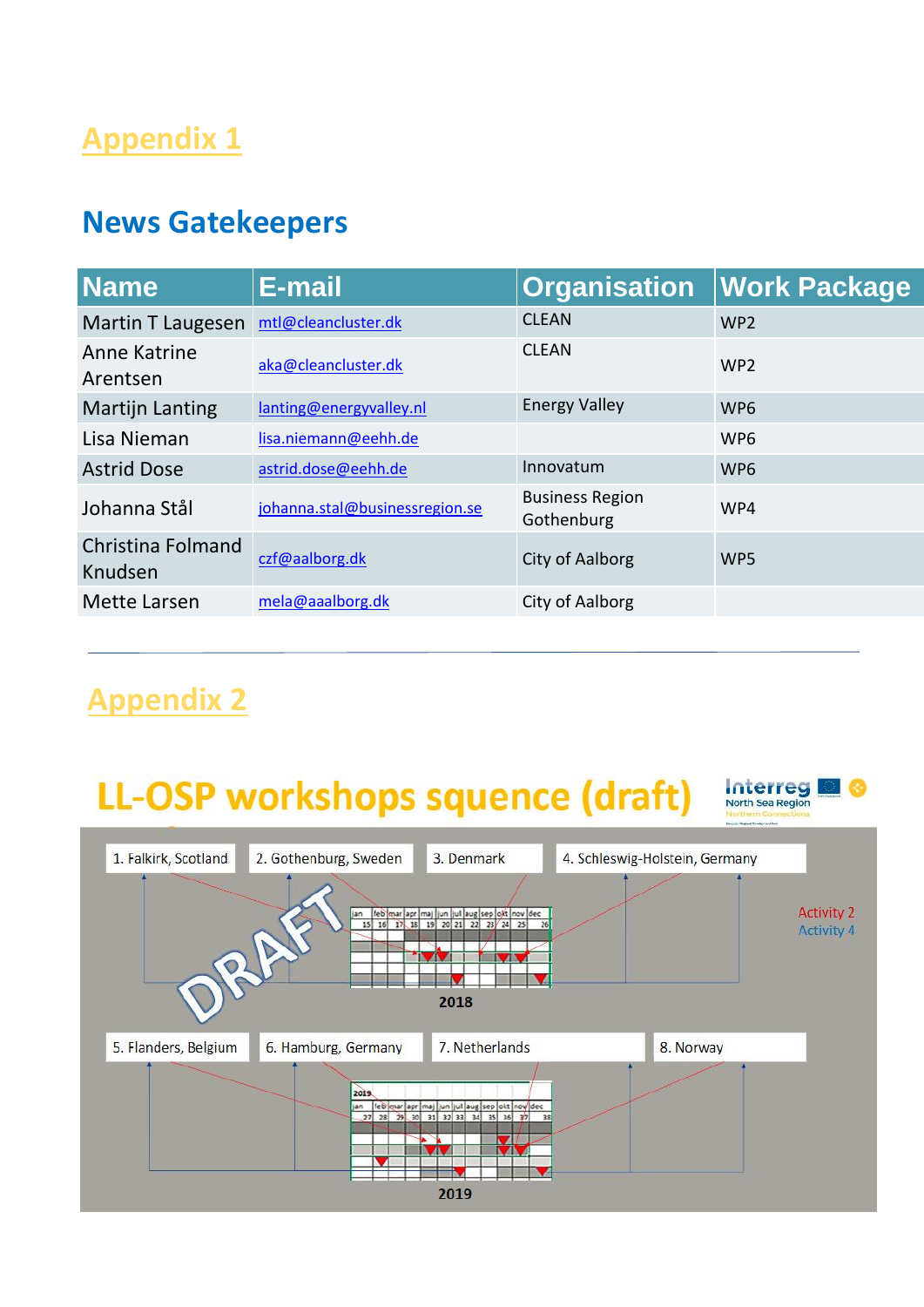# Appendix 1

## News Gatekeepers

| Name | E-mail | Organisation | Work Package |
|---|---|---|---|
| Martin T Laugesen | mtl@cleancluster.dk | CLEAN | WP2 |
| Anne Katrine Arentsen | aka@cleancluster.dk | CLEAN | WP2 |
| Martijn Lanting | lanting@energyvalley.nl | Energy Valley | WP6 |
| Lisa Nieman | lisa.niemann@eehh.de | | WP6 |
| Astrid Dose | astrid.dose@eehh.de | Innovatum | WP6 |
| Johanna Stål | johanna.stal@businessregion.se | Business Region Gothenburg | WP4 |
| Christina Folmand Knudsen | czf@aalborg.dk | City of Aalborg | WP5 |
| Mette Larsen | mela@aaalborg.dk | City of Aalborg | |

# Appendix 2

## LL-OSP workshops squence (draft)

Interreg North Sea Region
Northern Connections

DRAFT

1. Falkirk, Scotland
2. Gothenburg, Sweden
3. Denmark
4. Schleswig-Holstein, Germany

Activity 2
Activity 4

jan feb mar apr maj jun jul aug sep okt nov dec
15 16 17 18 19 20 21 22 23 24 25 26

2018

5. Flanders, Belgium
6. Hamburg, Germany
7. Netherlands
8. Norway

2019
jan feb mar apr maj jun jul aug sep okt nov dec
27 28 29 30 31 32 33 34 35 36 37 38

2019